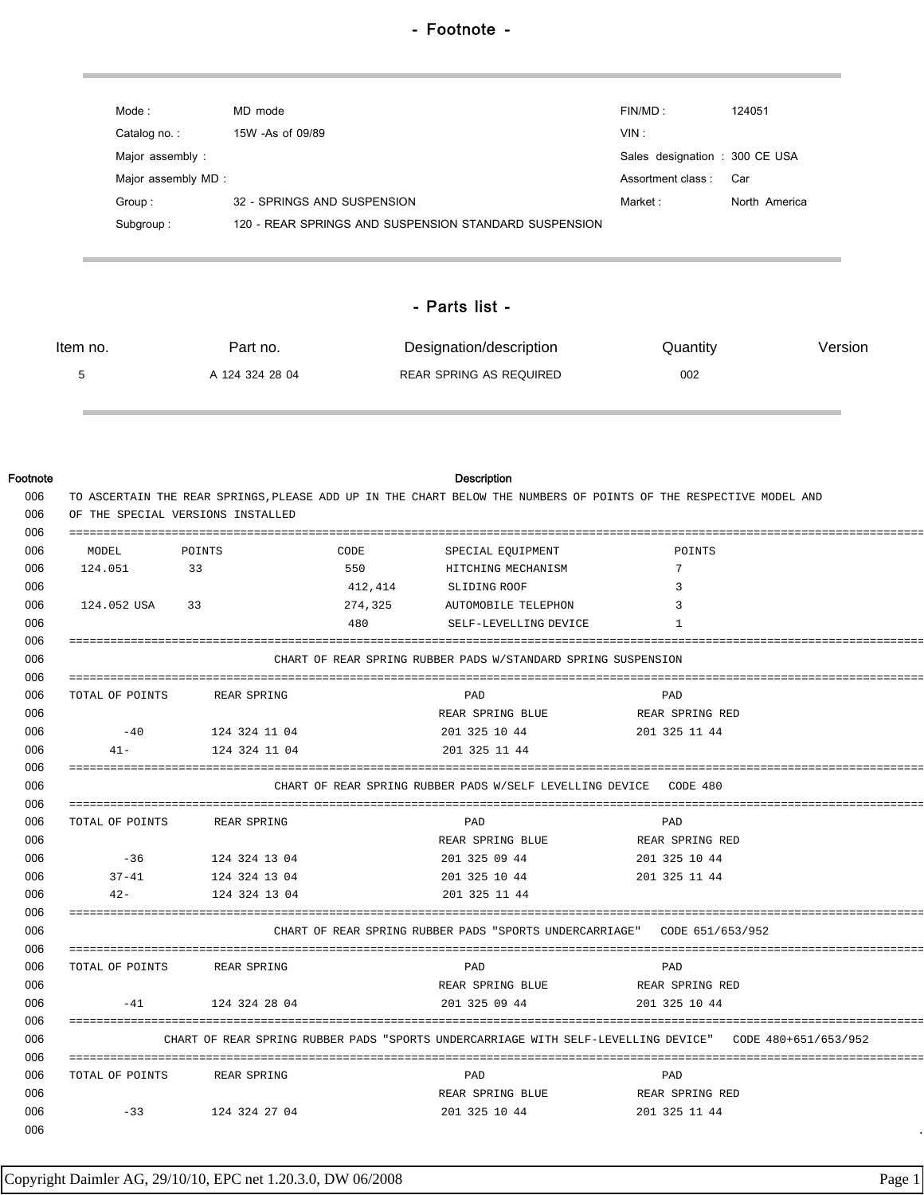# - Footnote -

| | | | |
|---|---|---|---|
| Mode : | MD mode | FIN/MD : | 124051 |
| Catalog no. : | 15W -As of 09/89 | VIN : | |
| Major assembly : | | Sales designation : | 300 CE USA |
| Major assembly MD : | | Assortment class : | Car |
| Group : | 32 - SPRINGS AND SUSPENSION | Market : | North America |
| Subgroup : | 120 - REAR SPRINGS AND SUSPENSION STANDARD SUSPENSION | | |

## - Parts list -

| Item no. | Part no. | Designation/description | Quantity | Version |
|---|---|---|---|---|
| 5 | A 124 324 28 04 | REAR SPRING AS REQUIRED | 002 | |

| Footnote | Description |
|---|---|
| 006 | TO ASCERTAIN THE REAR SPRINGS,PLEASE ADD UP IN THE CHART BELOW THE NUMBERS OF POINTS OF THE RESPECTIVE MODEL AND |
| 006 | OF THE SPECIAL VERSIONS INSTALLED |

```
006  ==========================================================================================
006    MODEL        POINTS             CODE          SPECIAL EQUIPMENT              POINTS
006   124.051        33                550          HITCHING MECHANISM               7
006                                   412,414       SLIDING ROOF                     3
006   124.052 USA    33               274,325       AUTOMOBILE TELEPHON              3
006                                    480          SELF-LEVELLING DEVICE            1
006  ==========================================================================================
006                      CHART OF REAR SPRING RUBBER PADS W/STANDARD SPRING SUSPENSION
006  ==========================================================================================
006  TOTAL OF POINTS     REAR SPRING                  PAD                       PAD
006                                              REAR SPRING BLUE          REAR SPRING RED
006       -40          124 324 11 04             201 325 10 44             201 325 11 44
006     41-            124 324 11 04             201 325 11 44
006  ==========================================================================================
006                      CHART OF REAR SPRING RUBBER PADS W/SELF LEVELLING DEVICE   CODE 480
006  ==========================================================================================
006  TOTAL OF POINTS     REAR SPRING                  PAD                       PAD
006                                              REAR SPRING BLUE          REAR SPRING RED
006       -36          124 324 13 04             201 325 09 44             201 325 10 44
006     37-41          124 324 13 04             201 325 10 44             201 325 11 44
006     42-            124 324 13 04             201 325 11 44
006  ==========================================================================================
006                      CHART OF REAR SPRING RUBBER PADS "SPORTS UNDERCARRIAGE"   CODE 651/653/952
006  ==========================================================================================
006  TOTAL OF POINTS     REAR SPRING                  PAD                       PAD
006                                              REAR SPRING BLUE          REAR SPRING RED
006       -41          124 324 28 04             201 325 09 44             201 325 10 44
006  ==========================================================================================
006            CHART OF REAR SPRING RUBBER PADS "SPORTS UNDERCARRIAGE WITH SELF-LEVELLING DEVICE"   CODE 480+651/653/952
006  ==========================================================================================
006  TOTAL OF POINTS     REAR SPRING                  PAD                       PAD
006                                              REAR SPRING BLUE          REAR SPRING RED
006       -33          124 324 27 04             201 325 10 44             201 325 11 44
006                                                                                        .
```

Copyright Daimler AG, 29/10/10, EPC net 1.20.3.0, DW 06/2008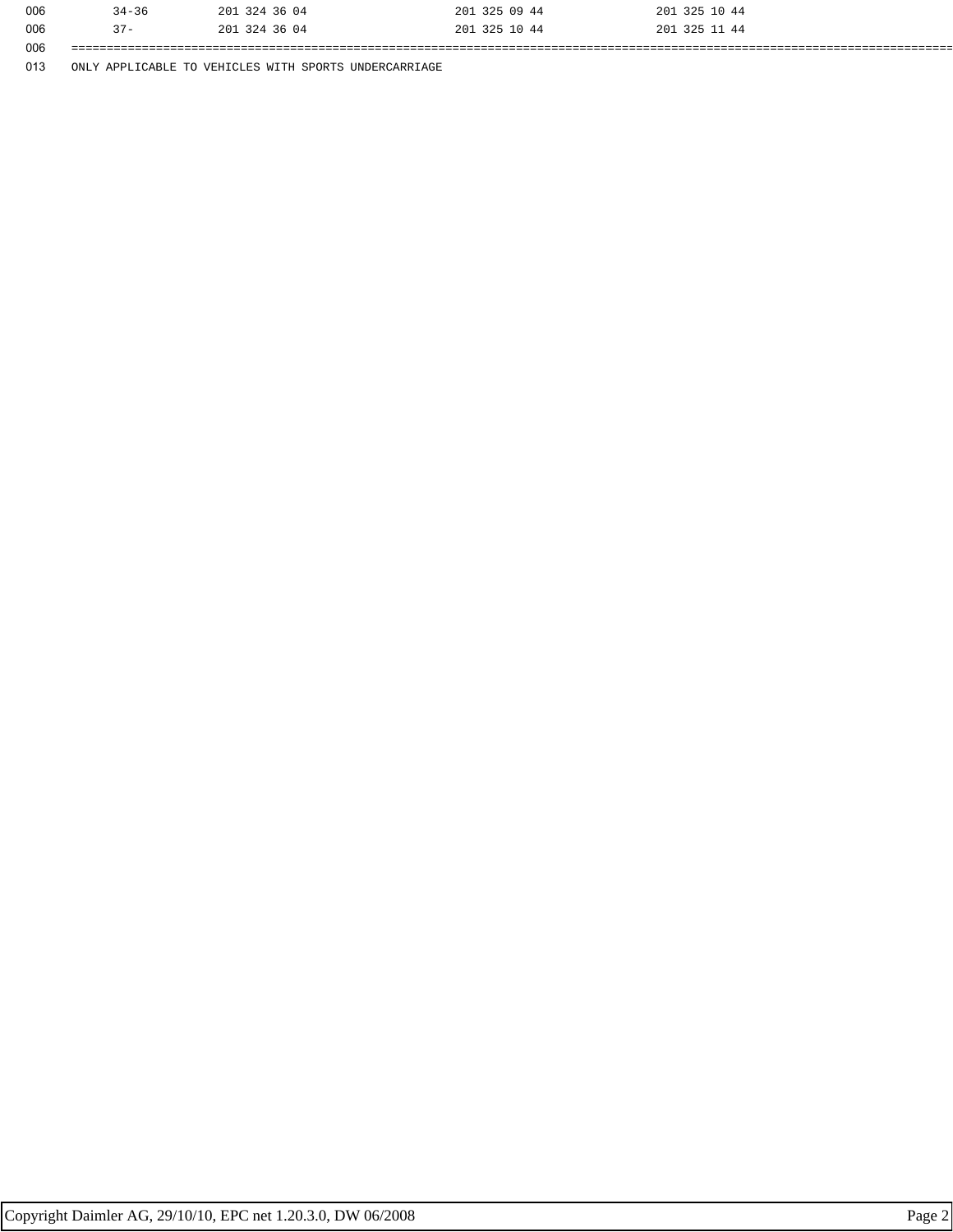| | | | | |
|---|---|---|---|---|
| 006 | 34-36 | 201 324 36 04 | 201 325 09 44 | 201 325 10 44 |
| 006 | 37- | 201 324 36 04 | 201 325 10 44 | 201 325 11 44 |

006 ========================================================================================================================

013 ONLY APPLICABLE TO VEHICLES WITH SPORTS UNDERCARRIAGE

Copyright Daimler AG, 29/10/10, EPC net 1.20.3.0, DW 06/2008